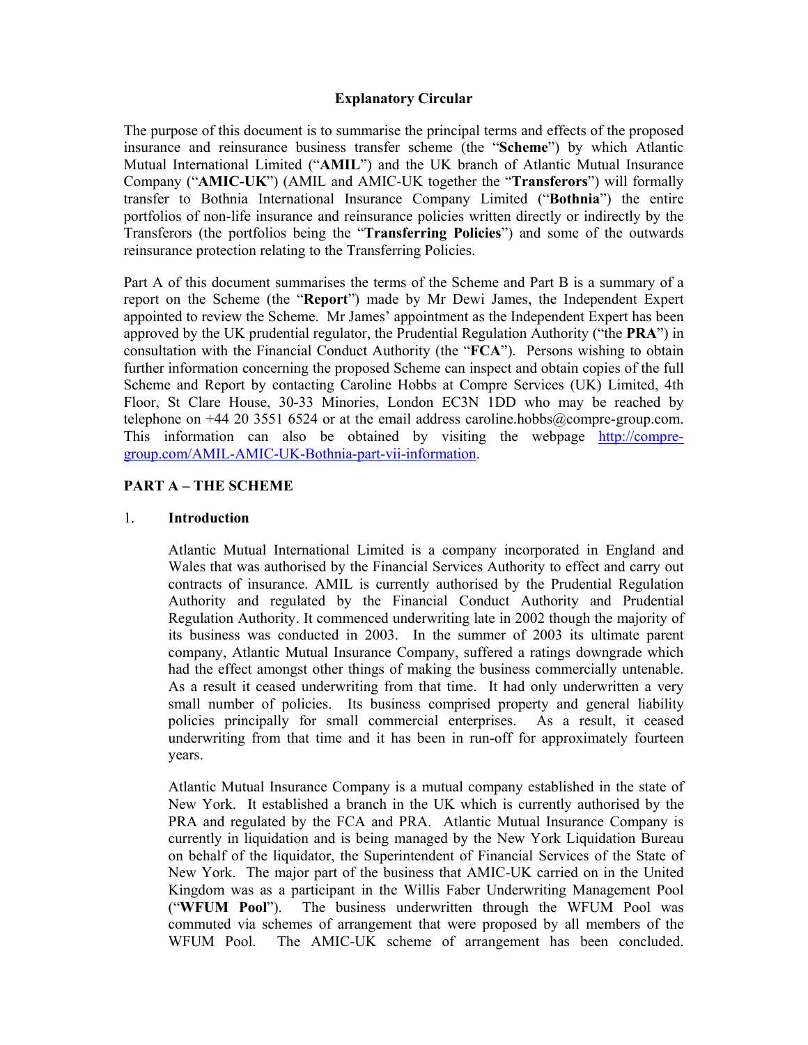# Explanatory Circular

The purpose of this document is to summarise the principal terms and effects of the proposed insurance and reinsurance business transfer scheme (the "**Scheme**") by which Atlantic Mutual International Limited ("**AMIL**") and the UK branch of Atlantic Mutual Insurance Company ("**AMIC-UK**") (AMIL and AMIC-UK together the "**Transferors**") will formally transfer to Bothnia International Insurance Company Limited ("**Bothnia**") the entire portfolios of non-life insurance and reinsurance policies written directly or indirectly by the Transferors (the portfolios being the "**Transferring Policies**") and some of the outwards reinsurance protection relating to the Transferring Policies.

Part A of this document summarises the terms of the Scheme and Part B is a summary of a report on the Scheme (the "**Report**") made by Mr Dewi James, the Independent Expert appointed to review the Scheme. Mr James' appointment as the Independent Expert has been approved by the UK prudential regulator, the Prudential Regulation Authority ("the **PRA**") in consultation with the Financial Conduct Authority (the "**FCA**"). Persons wishing to obtain further information concerning the proposed Scheme can inspect and obtain copies of the full Scheme and Report by contacting Caroline Hobbs at Compre Services (UK) Limited, 4th Floor, St Clare House, 30-33 Minories, London EC3N 1DD who may be reached by telephone on +44 20 3551 6524 or at the email address caroline.hobbs@compre-group.com. This information can also be obtained by visiting the webpage http://compre-group.com/AMIL-AMIC-UK-Bothnia-part-vii-information.

## PART A – THE SCHEME

### 1. Introduction

Atlantic Mutual International Limited is a company incorporated in England and Wales that was authorised by the Financial Services Authority to effect and carry out contracts of insurance. AMIL is currently authorised by the Prudential Regulation Authority and regulated by the Financial Conduct Authority and Prudential Regulation Authority. It commenced underwriting late in 2002 though the majority of its business was conducted in 2003. In the summer of 2003 its ultimate parent company, Atlantic Mutual Insurance Company, suffered a ratings downgrade which had the effect amongst other things of making the business commercially untenable. As a result it ceased underwriting from that time. It had only underwritten a very small number of policies. Its business comprised property and general liability policies principally for small commercial enterprises. As a result, it ceased underwriting from that time and it has been in run-off for approximately fourteen years.

Atlantic Mutual Insurance Company is a mutual company established in the state of New York. It established a branch in the UK which is currently authorised by the PRA and regulated by the FCA and PRA. Atlantic Mutual Insurance Company is currently in liquidation and is being managed by the New York Liquidation Bureau on behalf of the liquidator, the Superintendent of Financial Services of the State of New York. The major part of the business that AMIC-UK carried on in the United Kingdom was as a participant in the Willis Faber Underwriting Management Pool ("**WFUM Pool**"). The business underwritten through the WFUM Pool was commuted via schemes of arrangement that were proposed by all members of the WFUM Pool. The AMIC-UK scheme of arrangement has been concluded.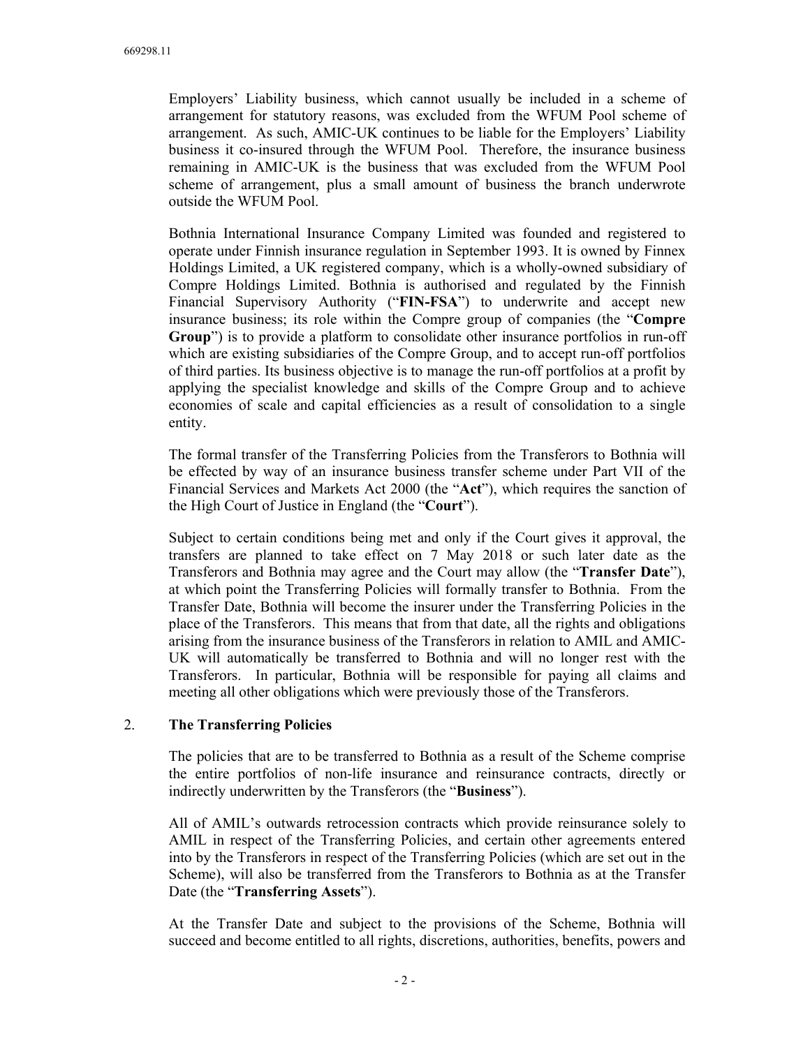Employers' Liability business, which cannot usually be included in a scheme of arrangement for statutory reasons, was excluded from the WFUM Pool scheme of arrangement. As such, AMIC-UK continues to be liable for the Employers' Liability business it co-insured through the WFUM Pool. Therefore, the insurance business remaining in AMIC-UK is the business that was excluded from the WFUM Pool scheme of arrangement, plus a small amount of business the branch underwrote outside the WFUM Pool.

Bothnia International Insurance Company Limited was founded and registered to operate under Finnish insurance regulation in September 1993. It is owned by Finnex Holdings Limited, a UK registered company, which is a wholly-owned subsidiary of Compre Holdings Limited. Bothnia is authorised and regulated by the Finnish Financial Supervisory Authority ("**FIN-FSA**") to underwrite and accept new insurance business; its role within the Compre group of companies (the "**Compre Group**") is to provide a platform to consolidate other insurance portfolios in run-off which are existing subsidiaries of the Compre Group, and to accept run-off portfolios of third parties. Its business objective is to manage the run-off portfolios at a profit by applying the specialist knowledge and skills of the Compre Group and to achieve economies of scale and capital efficiencies as a result of consolidation to a single entity.

The formal transfer of the Transferring Policies from the Transferors to Bothnia will be effected by way of an insurance business transfer scheme under Part VII of the Financial Services and Markets Act 2000 (the "**Act**"), which requires the sanction of the High Court of Justice in England (the "**Court**").

Subject to certain conditions being met and only if the Court gives it approval, the transfers are planned to take effect on 7 May 2018 or such later date as the Transferors and Bothnia may agree and the Court may allow (the "**Transfer Date**"), at which point the Transferring Policies will formally transfer to Bothnia. From the Transfer Date, Bothnia will become the insurer under the Transferring Policies in the place of the Transferors. This means that from that date, all the rights and obligations arising from the insurance business of the Transferors in relation to AMIL and AMIC-UK will automatically be transferred to Bothnia and will no longer rest with the Transferors. In particular, Bothnia will be responsible for paying all claims and meeting all other obligations which were previously those of the Transferors.

## 2. The Transferring Policies

The policies that are to be transferred to Bothnia as a result of the Scheme comprise the entire portfolios of non-life insurance and reinsurance contracts, directly or indirectly underwritten by the Transferors (the "**Business**").

All of AMIL's outwards retrocession contracts which provide reinsurance solely to AMIL in respect of the Transferring Policies, and certain other agreements entered into by the Transferors in respect of the Transferring Policies (which are set out in the Scheme), will also be transferred from the Transferors to Bothnia as at the Transfer Date (the "**Transferring Assets**").

At the Transfer Date and subject to the provisions of the Scheme, Bothnia will succeed and become entitled to all rights, discretions, authorities, benefits, powers and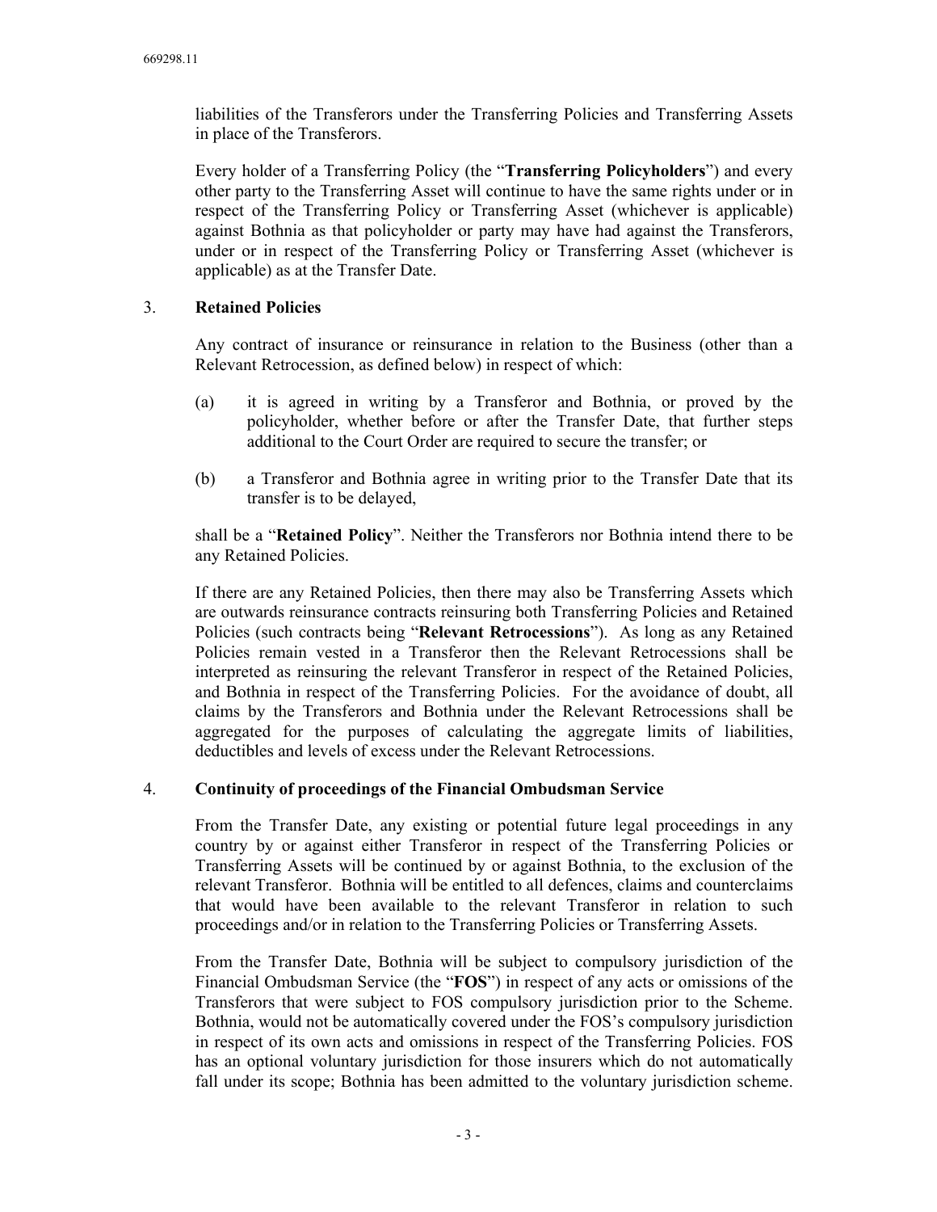liabilities of the Transferors under the Transferring Policies and Transferring Assets in place of the Transferors.

Every holder of a Transferring Policy (the "**Transferring Policyholders**") and every other party to the Transferring Asset will continue to have the same rights under or in respect of the Transferring Policy or Transferring Asset (whichever is applicable) against Bothnia as that policyholder or party may have had against the Transferors, under or in respect of the Transferring Policy or Transferring Asset (whichever is applicable) as at the Transfer Date.

3. **Retained Policies**

Any contract of insurance or reinsurance in relation to the Business (other than a Relevant Retrocession, as defined below) in respect of which:

(a) it is agreed in writing by a Transferor and Bothnia, or proved by the policyholder, whether before or after the Transfer Date, that further steps additional to the Court Order are required to secure the transfer; or

(b) a Transferor and Bothnia agree in writing prior to the Transfer Date that its transfer is to be delayed,

shall be a "**Retained Policy**". Neither the Transferors nor Bothnia intend there to be any Retained Policies.

If there are any Retained Policies, then there may also be Transferring Assets which are outwards reinsurance contracts reinsuring both Transferring Policies and Retained Policies (such contracts being "**Relevant Retrocessions**"). As long as any Retained Policies remain vested in a Transferor then the Relevant Retrocessions shall be interpreted as reinsuring the relevant Transferor in respect of the Retained Policies, and Bothnia in respect of the Transferring Policies. For the avoidance of doubt, all claims by the Transferors and Bothnia under the Relevant Retrocessions shall be aggregated for the purposes of calculating the aggregate limits of liabilities, deductibles and levels of excess under the Relevant Retrocessions.

4. **Continuity of proceedings of the Financial Ombudsman Service**

From the Transfer Date, any existing or potential future legal proceedings in any country by or against either Transferor in respect of the Transferring Policies or Transferring Assets will be continued by or against Bothnia, to the exclusion of the relevant Transferor. Bothnia will be entitled to all defences, claims and counterclaims that would have been available to the relevant Transferor in relation to such proceedings and/or in relation to the Transferring Policies or Transferring Assets.

From the Transfer Date, Bothnia will be subject to compulsory jurisdiction of the Financial Ombudsman Service (the "**FOS**") in respect of any acts or omissions of the Transferors that were subject to FOS compulsory jurisdiction prior to the Scheme. Bothnia, would not be automatically covered under the FOS's compulsory jurisdiction in respect of its own acts and omissions in respect of the Transferring Policies. FOS has an optional voluntary jurisdiction for those insurers which do not automatically fall under its scope; Bothnia has been admitted to the voluntary jurisdiction scheme.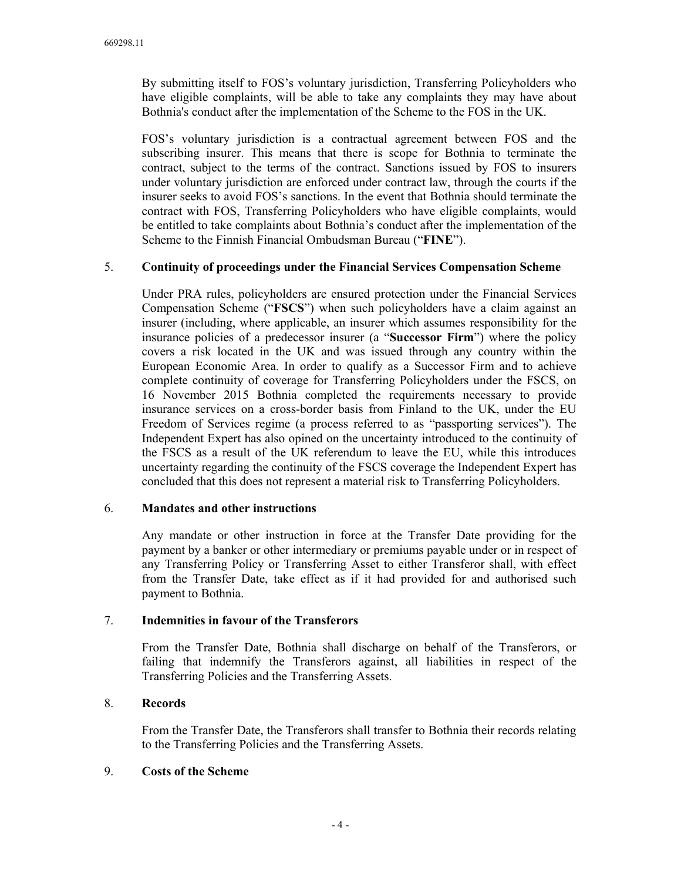By submitting itself to FOS's voluntary jurisdiction, Transferring Policyholders who have eligible complaints, will be able to take any complaints they may have about Bothnia's conduct after the implementation of the Scheme to the FOS in the UK.

FOS's voluntary jurisdiction is a contractual agreement between FOS and the subscribing insurer. This means that there is scope for Bothnia to terminate the contract, subject to the terms of the contract. Sanctions issued by FOS to insurers under voluntary jurisdiction are enforced under contract law, through the courts if the insurer seeks to avoid FOS's sanctions. In the event that Bothnia should terminate the contract with FOS, Transferring Policyholders who have eligible complaints, would be entitled to take complaints about Bothnia's conduct after the implementation of the Scheme to the Finnish Financial Ombudsman Bureau ("**FINE**").

5. **Continuity of proceedings under the Financial Services Compensation Scheme**

Under PRA rules, policyholders are ensured protection under the Financial Services Compensation Scheme ("**FSCS**") when such policyholders have a claim against an insurer (including, where applicable, an insurer which assumes responsibility for the insurance policies of a predecessor insurer (a "**Successor Firm**") where the policy covers a risk located in the UK and was issued through any country within the European Economic Area. In order to qualify as a Successor Firm and to achieve complete continuity of coverage for Transferring Policyholders under the FSCS, on 16 November 2015 Bothnia completed the requirements necessary to provide insurance services on a cross-border basis from Finland to the UK, under the EU Freedom of Services regime (a process referred to as "passporting services"). The Independent Expert has also opined on the uncertainty introduced to the continuity of the FSCS as a result of the UK referendum to leave the EU, while this introduces uncertainty regarding the continuity of the FSCS coverage the Independent Expert has concluded that this does not represent a material risk to Transferring Policyholders.

6. **Mandates and other instructions**

Any mandate or other instruction in force at the Transfer Date providing for the payment by a banker or other intermediary or premiums payable under or in respect of any Transferring Policy or Transferring Asset to either Transferor shall, with effect from the Transfer Date, take effect as if it had provided for and authorised such payment to Bothnia.

7. **Indemnities in favour of the Transferors**

From the Transfer Date, Bothnia shall discharge on behalf of the Transferors, or failing that indemnify the Transferors against, all liabilities in respect of the Transferring Policies and the Transferring Assets.

8. **Records**

From the Transfer Date, the Transferors shall transfer to Bothnia their records relating to the Transferring Policies and the Transferring Assets.

9. **Costs of the Scheme**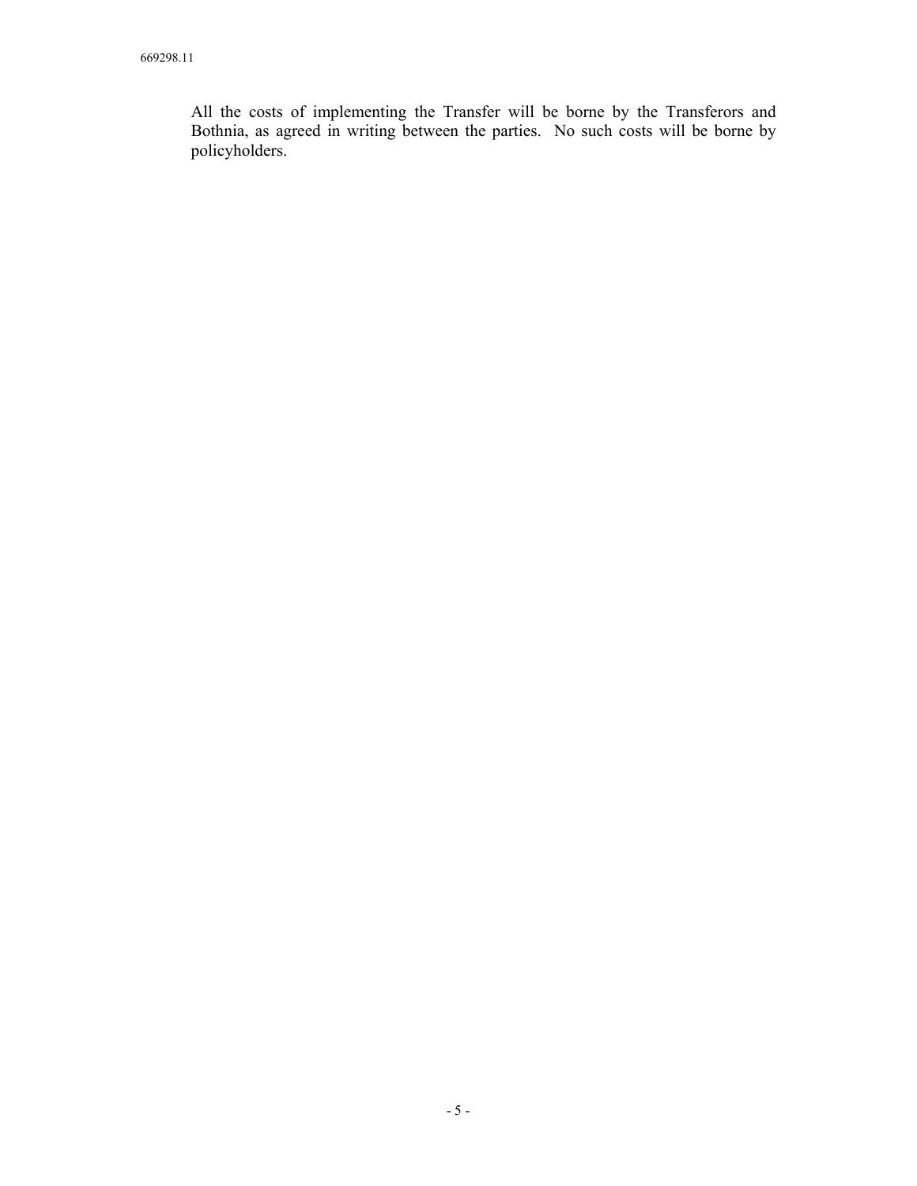All the costs of implementing the Transfer will be borne by the Transferors and Bothnia, as agreed in writing between the parties. No such costs will be borne by policyholders.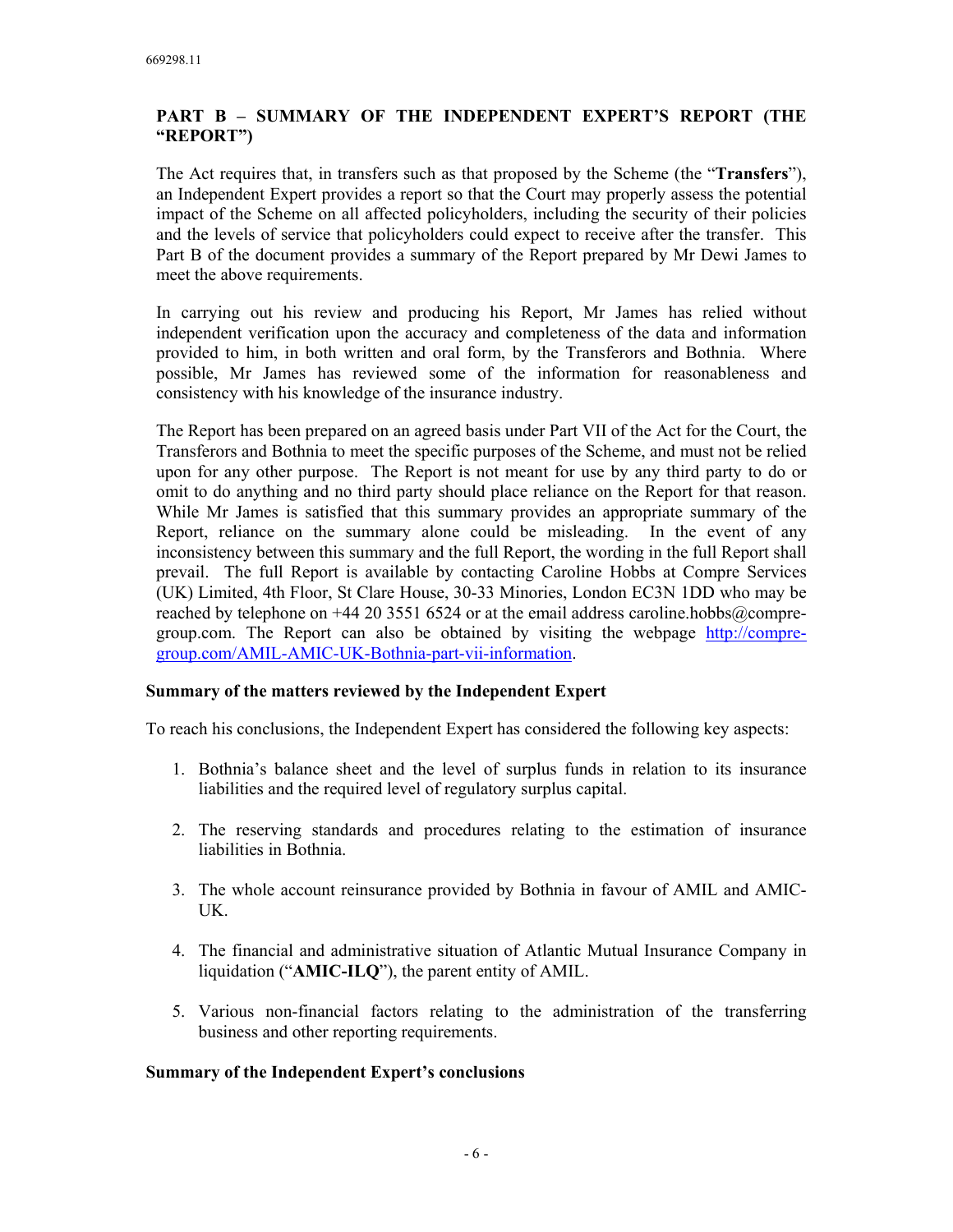## PART B – SUMMARY OF THE INDEPENDENT EXPERT'S REPORT (THE "REPORT")

The Act requires that, in transfers such as that proposed by the Scheme (the "**Transfers**"), an Independent Expert provides a report so that the Court may properly assess the potential impact of the Scheme on all affected policyholders, including the security of their policies and the levels of service that policyholders could expect to receive after the transfer. This Part B of the document provides a summary of the Report prepared by Mr Dewi James to meet the above requirements.

In carrying out his review and producing his Report, Mr James has relied without independent verification upon the accuracy and completeness of the data and information provided to him, in both written and oral form, by the Transferors and Bothnia. Where possible, Mr James has reviewed some of the information for reasonableness and consistency with his knowledge of the insurance industry.

The Report has been prepared on an agreed basis under Part VII of the Act for the Court, the Transferors and Bothnia to meet the specific purposes of the Scheme, and must not be relied upon for any other purpose. The Report is not meant for use by any third party to do or omit to do anything and no third party should place reliance on the Report for that reason. While Mr James is satisfied that this summary provides an appropriate summary of the Report, reliance on the summary alone could be misleading. In the event of any inconsistency between this summary and the full Report, the wording in the full Report shall prevail. The full Report is available by contacting Caroline Hobbs at Compre Services (UK) Limited, 4th Floor, St Clare House, 30-33 Minories, London EC3N 1DD who may be reached by telephone on +44 20 3551 6524 or at the email address caroline.hobbs@compre-group.com. The Report can also be obtained by visiting the webpage http://compre-group.com/AMIL-AMIC-UK-Bothnia-part-vii-information.

### Summary of the matters reviewed by the Independent Expert

To reach his conclusions, the Independent Expert has considered the following key aspects:

1. Bothnia's balance sheet and the level of surplus funds in relation to its insurance liabilities and the required level of regulatory surplus capital.

2. The reserving standards and procedures relating to the estimation of insurance liabilities in Bothnia.

3. The whole account reinsurance provided by Bothnia in favour of AMIL and AMIC-UK.

4. The financial and administrative situation of Atlantic Mutual Insurance Company in liquidation ("**AMIC-ILQ**"), the parent entity of AMIL.

5. Various non-financial factors relating to the administration of the transferring business and other reporting requirements.

### Summary of the Independent Expert's conclusions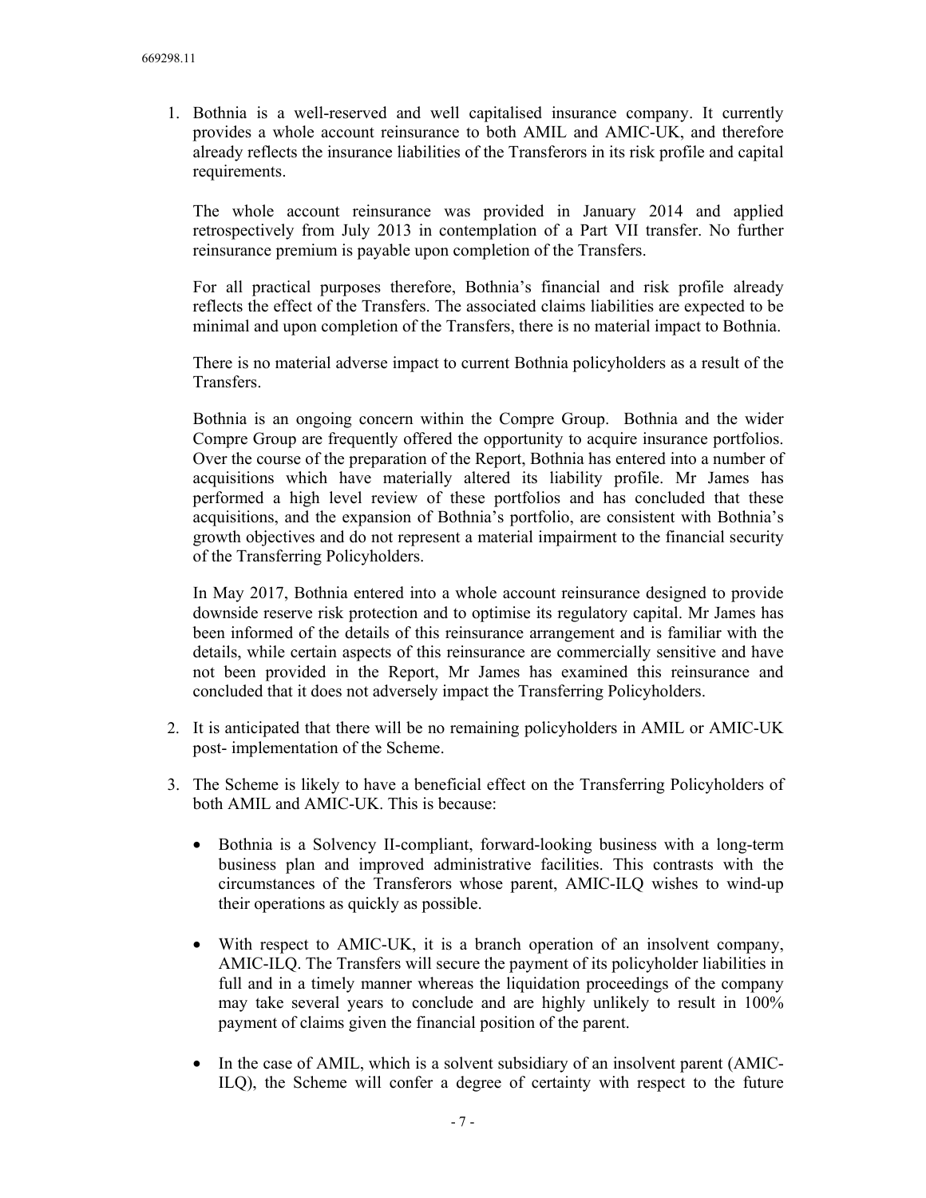1. Bothnia is a well-reserved and well capitalised insurance company. It currently provides a whole account reinsurance to both AMIL and AMIC-UK, and therefore already reflects the insurance liabilities of the Transferors in its risk profile and capital requirements.

   The whole account reinsurance was provided in January 2014 and applied retrospectively from July 2013 in contemplation of a Part VII transfer. No further reinsurance premium is payable upon completion of the Transfers.

   For all practical purposes therefore, Bothnia's financial and risk profile already reflects the effect of the Transfers. The associated claims liabilities are expected to be minimal and upon completion of the Transfers, there is no material impact to Bothnia.

   There is no material adverse impact to current Bothnia policyholders as a result of the Transfers.

   Bothnia is an ongoing concern within the Compre Group. Bothnia and the wider Compre Group are frequently offered the opportunity to acquire insurance portfolios. Over the course of the preparation of the Report, Bothnia has entered into a number of acquisitions which have materially altered its liability profile. Mr James has performed a high level review of these portfolios and has concluded that these acquisitions, and the expansion of Bothnia's portfolio, are consistent with Bothnia's growth objectives and do not represent a material impairment to the financial security of the Transferring Policyholders.

   In May 2017, Bothnia entered into a whole account reinsurance designed to provide downside reserve risk protection and to optimise its regulatory capital. Mr James has been informed of the details of this reinsurance arrangement and is familiar with the details, while certain aspects of this reinsurance are commercially sensitive and have not been provided in the Report, Mr James has examined this reinsurance and concluded that it does not adversely impact the Transferring Policyholders.

2. It is anticipated that there will be no remaining policyholders in AMIL or AMIC-UK post- implementation of the Scheme.

3. The Scheme is likely to have a beneficial effect on the Transferring Policyholders of both AMIL and AMIC-UK. This is because:

   - Bothnia is a Solvency II-compliant, forward-looking business with a long-term business plan and improved administrative facilities. This contrasts with the circumstances of the Transferors whose parent, AMIC-ILQ wishes to wind-up their operations as quickly as possible.

   - With respect to AMIC-UK, it is a branch operation of an insolvent company, AMIC-ILQ. The Transfers will secure the payment of its policyholder liabilities in full and in a timely manner whereas the liquidation proceedings of the company may take several years to conclude and are highly unlikely to result in 100% payment of claims given the financial position of the parent.

   - In the case of AMIL, which is a solvent subsidiary of an insolvent parent (AMIC-ILQ), the Scheme will confer a degree of certainty with respect to the future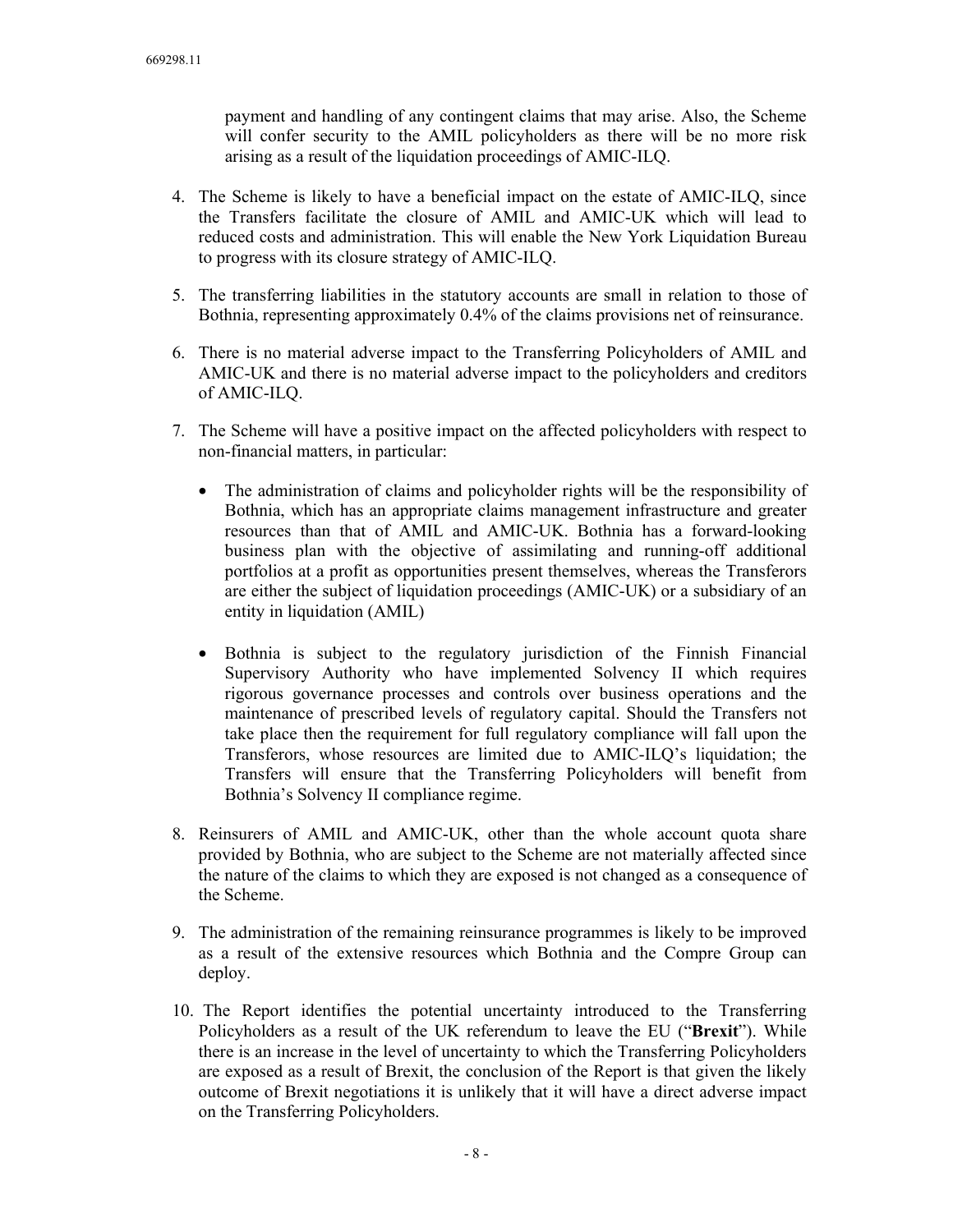payment and handling of any contingent claims that may arise. Also, the Scheme will confer security to the AMIL policyholders as there will be no more risk arising as a result of the liquidation proceedings of AMIC-ILQ.

4. The Scheme is likely to have a beneficial impact on the estate of AMIC-ILQ, since the Transfers facilitate the closure of AMIL and AMIC-UK which will lead to reduced costs and administration. This will enable the New York Liquidation Bureau to progress with its closure strategy of AMIC-ILQ.

5. The transferring liabilities in the statutory accounts are small in relation to those of Bothnia, representing approximately 0.4% of the claims provisions net of reinsurance.

6. There is no material adverse impact to the Transferring Policyholders of AMIL and AMIC-UK and there is no material adverse impact to the policyholders and creditors of AMIC-ILQ.

7. The Scheme will have a positive impact on the affected policyholders with respect to non-financial matters, in particular:

   - The administration of claims and policyholder rights will be the responsibility of Bothnia, which has an appropriate claims management infrastructure and greater resources than that of AMIL and AMIC-UK. Bothnia has a forward-looking business plan with the objective of assimilating and running-off additional portfolios at a profit as opportunities present themselves, whereas the Transferors are either the subject of liquidation proceedings (AMIC-UK) or a subsidiary of an entity in liquidation (AMIL)

   - Bothnia is subject to the regulatory jurisdiction of the Finnish Financial Supervisory Authority who have implemented Solvency II which requires rigorous governance processes and controls over business operations and the maintenance of prescribed levels of regulatory capital. Should the Transfers not take place then the requirement for full regulatory compliance will fall upon the Transferors, whose resources are limited due to AMIC-ILQ's liquidation; the Transfers will ensure that the Transferring Policyholders will benefit from Bothnia's Solvency II compliance regime.

8. Reinsurers of AMIL and AMIC-UK, other than the whole account quota share provided by Bothnia, who are subject to the Scheme are not materially affected since the nature of the claims to which they are exposed is not changed as a consequence of the Scheme.

9. The administration of the remaining reinsurance programmes is likely to be improved as a result of the extensive resources which Bothnia and the Compre Group can deploy.

10. The Report identifies the potential uncertainty introduced to the Transferring Policyholders as a result of the UK referendum to leave the EU ("**Brexit**"). While there is an increase in the level of uncertainty to which the Transferring Policyholders are exposed as a result of Brexit, the conclusion of the Report is that given the likely outcome of Brexit negotiations it is unlikely that it will have a direct adverse impact on the Transferring Policyholders.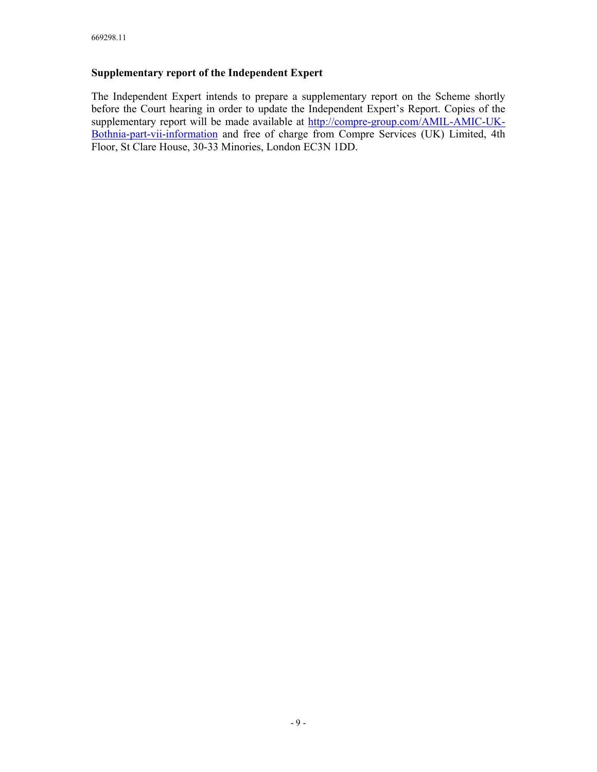**Supplementary report of the Independent Expert**

The Independent Expert intends to prepare a supplementary report on the Scheme shortly before the Court hearing in order to update the Independent Expert's Report. Copies of the supplementary report will be made available at http://compre-group.com/AMIL-AMIC-UK-Bothnia-part-vii-information and free of charge from Compre Services (UK) Limited, 4th Floor, St Clare House, 30-33 Minories, London EC3N 1DD.